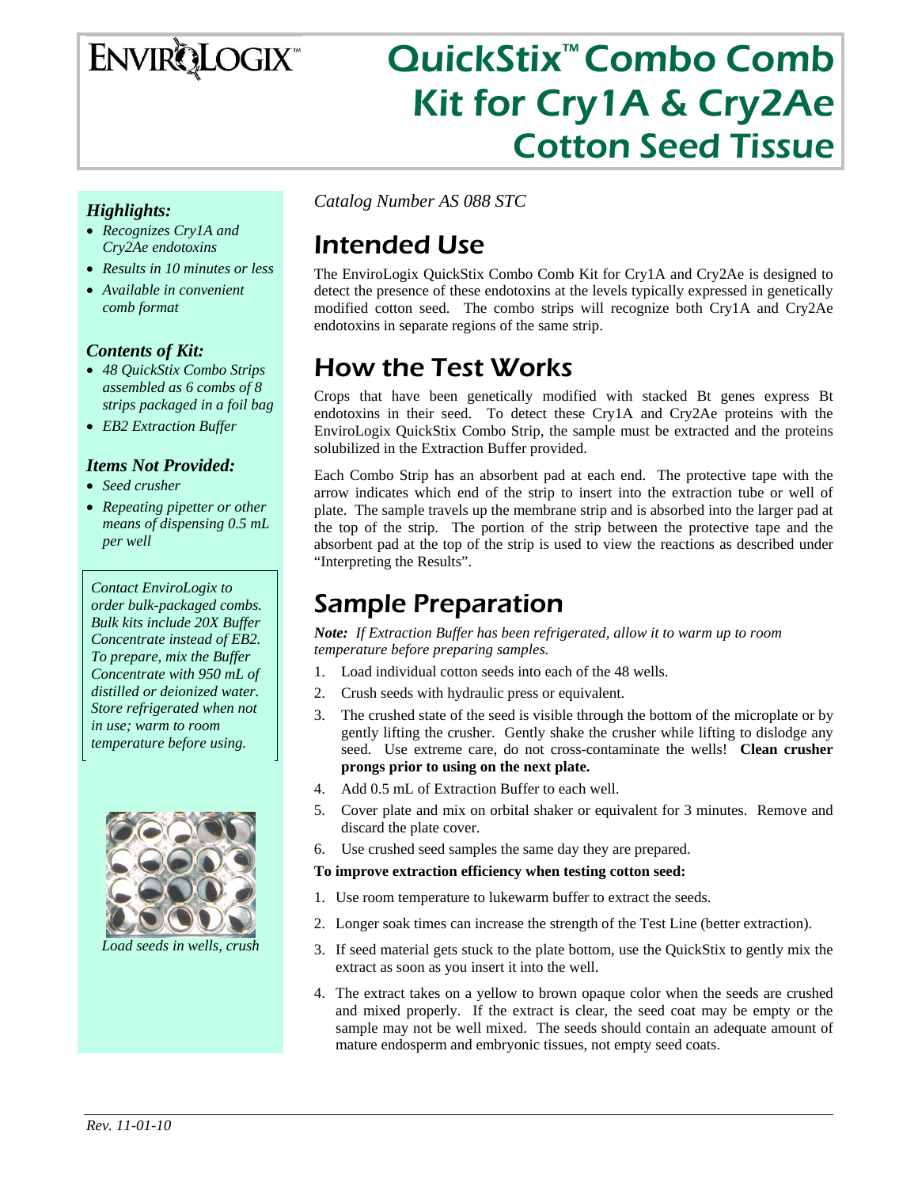# EnviroLogix

# QuickStix™ Combo Comb Kit for Cry1A & Cry2Ae Cotton Seed Tissue

### *Highlights:*

- *Recognizes Cry1A and Cry2Ae endotoxins*
- *Results in 10 minutes or less*
- *Available in convenient comb format*

### *Contents of Kit:*

- *48 QuickStix Combo Strips assembled as 6 combs of 8 strips packaged in a foil bag*
- *EB2 Extraction Buffer*

### *Items Not Provided:*

- *Seed crusher*
- *Repeating pipetter or other means of dispensing 0.5 mL per well*

*Contact EnviroLogix to order bulk-packaged combs. Bulk kits include 20X Buffer Concentrate instead of EB2. To prepare, mix the Buffer Concentrate with 950 mL of distilled or deionized water. Store refrigerated when not in use; warm to room temperature before using.*

*Load seeds in wells, crush*

*Catalog Number AS 088 STC*

## Intended Use

The EnviroLogix QuickStix Combo Comb Kit for Cry1A and Cry2Ae is designed to detect the presence of these endotoxins at the levels typically expressed in genetically modified cotton seed. The combo strips will recognize both Cry1A and Cry2Ae endotoxins in separate regions of the same strip.

## How the Test Works

Crops that have been genetically modified with stacked Bt genes express Bt endotoxins in their seed. To detect these Cry1A and Cry2Ae proteins with the EnviroLogix QuickStix Combo Strip, the sample must be extracted and the proteins solubilized in the Extraction Buffer provided.

Each Combo Strip has an absorbent pad at each end. The protective tape with the arrow indicates which end of the strip to insert into the extraction tube or well of plate. The sample travels up the membrane strip and is absorbed into the larger pad at the top of the strip. The portion of the strip between the protective tape and the absorbent pad at the top of the strip is used to view the reactions as described under "Interpreting the Results".

## Sample Preparation

***Note:** If Extraction Buffer has been refrigerated, allow it to warm up to room temperature before preparing samples.*

1. Load individual cotton seeds into each of the 48 wells.
2. Crush seeds with hydraulic press or equivalent.
3. The crushed state of the seed is visible through the bottom of the microplate or by gently lifting the crusher. Gently shake the crusher while lifting to dislodge any seed. Use extreme care, do not cross-contaminate the wells! **Clean crusher prongs prior to using on the next plate.**
4. Add 0.5 mL of Extraction Buffer to each well.
5. Cover plate and mix on orbital shaker or equivalent for 3 minutes. Remove and discard the plate cover.
6. Use crushed seed samples the same day they are prepared.

**To improve extraction efficiency when testing cotton seed:**

1. Use room temperature to lukewarm buffer to extract the seeds.
2. Longer soak times can increase the strength of the Test Line (better extraction).
3. If seed material gets stuck to the plate bottom, use the QuickStix to gently mix the extract as soon as you insert it into the well.
4. The extract takes on a yellow to brown opaque color when the seeds are crushed and mixed properly. If the extract is clear, the seed coat may be empty or the sample may not be well mixed. The seeds should contain an adequate amount of mature endosperm and embryonic tissues, not empty seed coats.

*Rev. 11-01-10*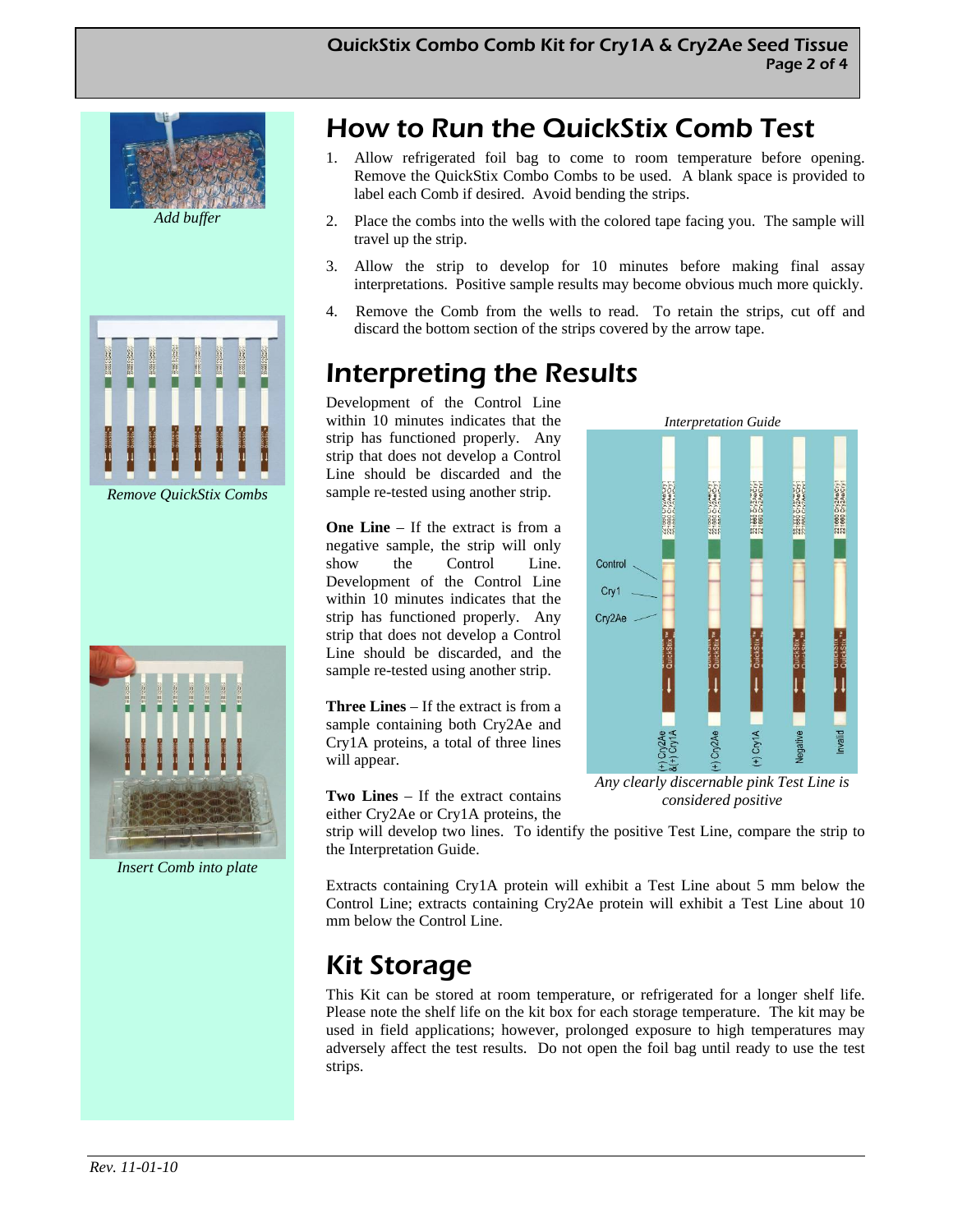*Add buffer*

*Remove QuickStix Combs*

*Insert Comb into plate*

# How to Run the QuickStix Comb Test

1. Allow refrigerated foil bag to come to room temperature before opening. Remove the QuickStix Combo Combs to be used. A blank space is provided to label each Comb if desired. Avoid bending the strips.
2. Place the combs into the wells with the colored tape facing you. The sample will travel up the strip.
3. Allow the strip to develop for 10 minutes before making final assay interpretations. Positive sample results may become obvious much more quickly.
4. Remove the Comb from the wells to read. To retain the strips, cut off and discard the bottom section of the strips covered by the arrow tape.

# Interpreting the Results

Development of the Control Line within 10 minutes indicates that the strip has functioned properly. Any strip that does not develop a Control Line should be discarded and the sample re-tested using another strip.

**One Line** – If the extract is from a negative sample, the strip will only show the Control Line. Development of the Control Line within 10 minutes indicates that the strip has functioned properly. Any strip that does not develop a Control Line should be discarded, and the sample re-tested using another strip.

**Three Lines** – If the extract is from a sample containing both Cry2Ae and Cry1A proteins, a total of three lines will appear.

**Two Lines** – If the extract contains either Cry2Ae or Cry1A proteins, the strip will develop two lines. To identify the positive Test Line, compare the strip to the Interpretation Guide.

*Interpretation Guide*

*Any clearly discernable pink Test Line is considered positive*

Extracts containing Cry1A protein will exhibit a Test Line about 5 mm below the Control Line; extracts containing Cry2Ae protein will exhibit a Test Line about 10 mm below the Control Line.

# Kit Storage

This Kit can be stored at room temperature, or refrigerated for a longer shelf life. Please note the shelf life on the kit box for each storage temperature. The kit may be used in field applications; however, prolonged exposure to high temperatures may adversely affect the test results. Do not open the foil bag until ready to use the test strips.

*Rev. 11-01-10*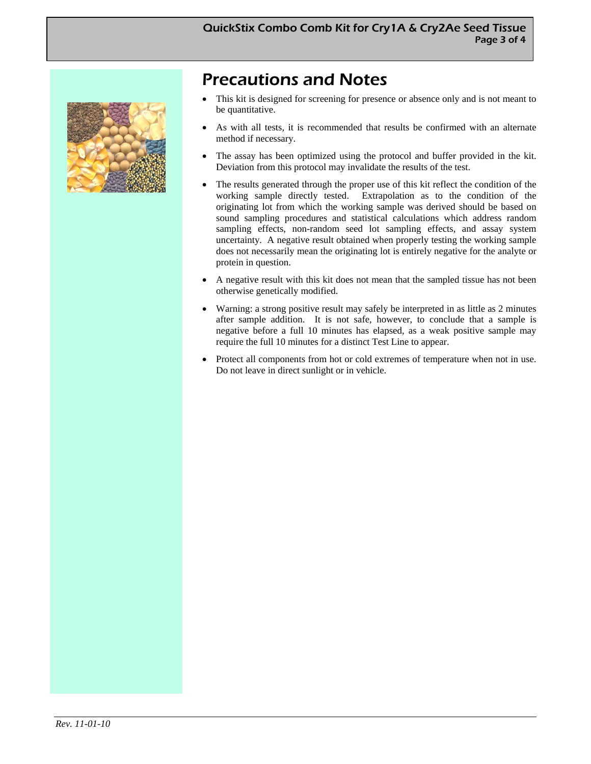# Precautions and Notes

- This kit is designed for screening for presence or absence only and is not meant to be quantitative.
- As with all tests, it is recommended that results be confirmed with an alternate method if necessary.
- The assay has been optimized using the protocol and buffer provided in the kit. Deviation from this protocol may invalidate the results of the test.
- The results generated through the proper use of this kit reflect the condition of the working sample directly tested. Extrapolation as to the condition of the originating lot from which the working sample was derived should be based on sound sampling procedures and statistical calculations which address random sampling effects, non-random seed lot sampling effects, and assay system uncertainty. A negative result obtained when properly testing the working sample does not necessarily mean the originating lot is entirely negative for the analyte or protein in question.
- A negative result with this kit does not mean that the sampled tissue has not been otherwise genetically modified.
- Warning: a strong positive result may safely be interpreted in as little as 2 minutes after sample addition. It is not safe, however, to conclude that a sample is negative before a full 10 minutes has elapsed, as a weak positive sample may require the full 10 minutes for a distinct Test Line to appear.
- Protect all components from hot or cold extremes of temperature when not in use. Do not leave in direct sunlight or in vehicle.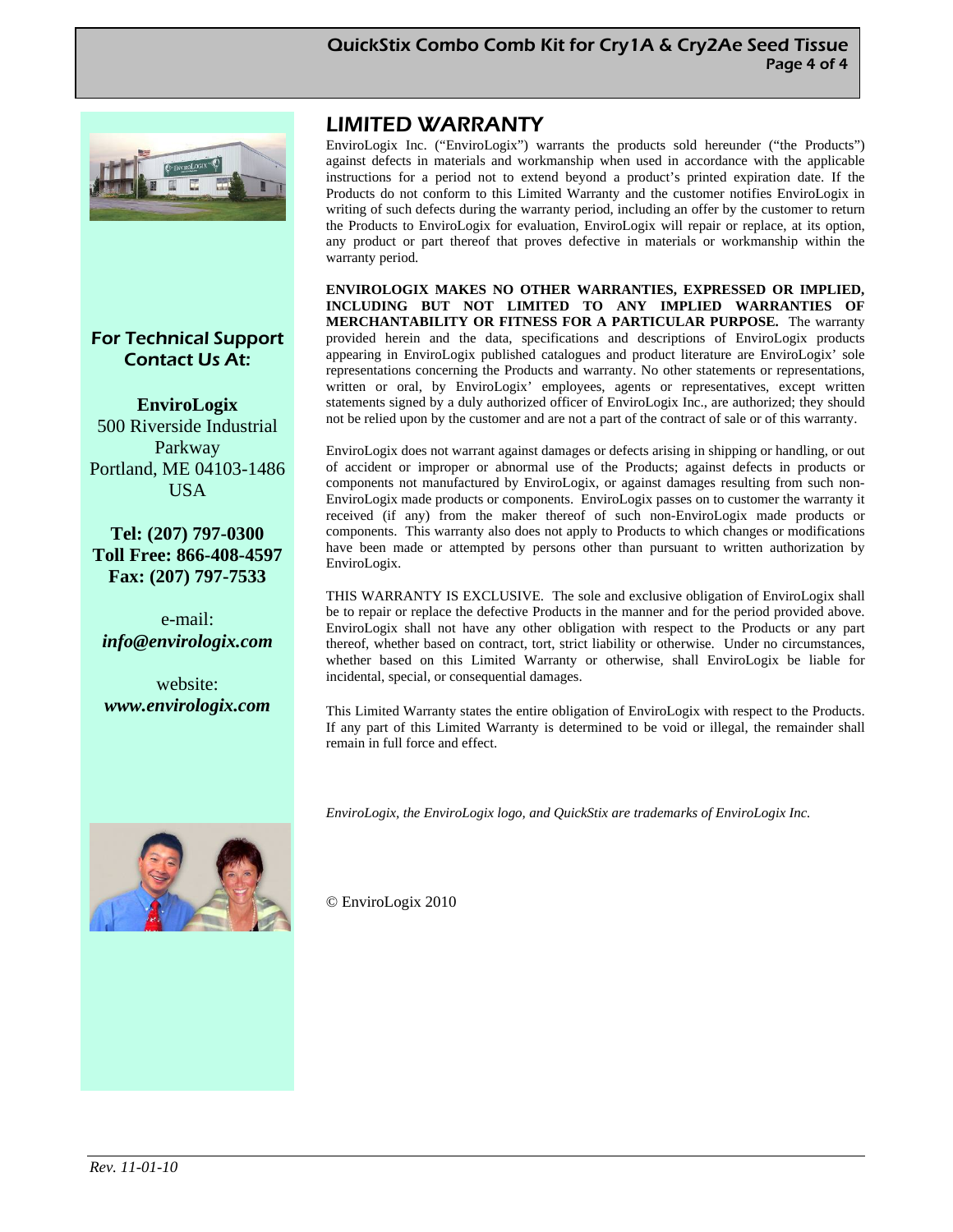## For Technical Support Contact Us At:

**EnviroLogix**
500 Riverside Industrial Parkway
Portland, ME 04103-1486
USA

**Tel: (207) 797-0300**
**Toll Free: 866-408-4597**
**Fax: (207) 797-7533**

e-mail:
***info@envirologix.com***

website:
***www.envirologix.com***

## LIMITED WARRANTY

EnviroLogix Inc. ("EnviroLogix") warrants the products sold hereunder ("the Products") against defects in materials and workmanship when used in accordance with the applicable instructions for a period not to extend beyond a product's printed expiration date. If the Products do not conform to this Limited Warranty and the customer notifies EnviroLogix in writing of such defects during the warranty period, including an offer by the customer to return the Products to EnviroLogix for evaluation, EnviroLogix will repair or replace, at its option, any product or part thereof that proves defective in materials or workmanship within the warranty period.

**ENVIROLOGIX MAKES NO OTHER WARRANTIES, EXPRESSED OR IMPLIED, INCLUDING BUT NOT LIMITED TO ANY IMPLIED WARRANTIES OF MERCHANTABILITY OR FITNESS FOR A PARTICULAR PURPOSE.** The warranty provided herein and the data, specifications and descriptions of EnviroLogix products appearing in EnviroLogix published catalogues and product literature are EnviroLogix' sole representations concerning the Products and warranty. No other statements or representations, written or oral, by EnviroLogix' employees, agents or representatives, except written statements signed by a duly authorized officer of EnviroLogix Inc., are authorized; they should not be relied upon by the customer and are not a part of the contract of sale or of this warranty.

EnviroLogix does not warrant against damages or defects arising in shipping or handling, or out of accident or improper or abnormal use of the Products; against defects in products or components not manufactured by EnviroLogix, or against damages resulting from such non-EnviroLogix made products or components. EnviroLogix passes on to customer the warranty it received (if any) from the maker thereof of such non-EnviroLogix made products or components. This warranty also does not apply to Products to which changes or modifications have been made or attempted by persons other than pursuant to written authorization by EnviroLogix.

THIS WARRANTY IS EXCLUSIVE. The sole and exclusive obligation of EnviroLogix shall be to repair or replace the defective Products in the manner and for the period provided above. EnviroLogix shall not have any other obligation with respect to the Products or any part thereof, whether based on contract, tort, strict liability or otherwise. Under no circumstances, whether based on this Limited Warranty or otherwise, shall EnviroLogix be liable for incidental, special, or consequential damages.

This Limited Warranty states the entire obligation of EnviroLogix with respect to the Products. If any part of this Limited Warranty is determined to be void or illegal, the remainder shall remain in full force and effect.

*EnviroLogix, the EnviroLogix logo, and QuickStix are trademarks of EnviroLogix Inc.*

© EnviroLogix 2010

*Rev. 11-01-10*